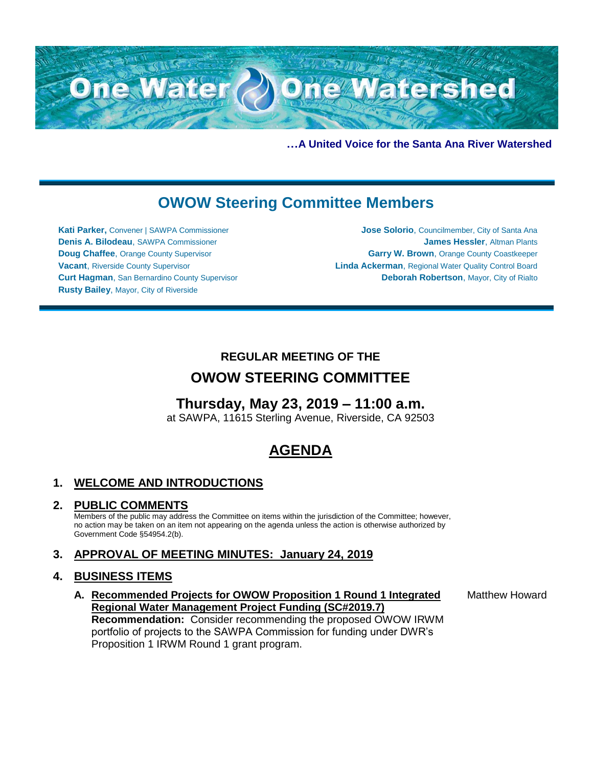# One Water One Watershed

**…A United Voice for the Santa Ana River Watershed**

## OWOW Steering Committee Members

**Kati Parker,** Convener | SAWPA Commissioner
**Denis A. Bilodeau**, SAWPA Commissioner
**Doug Chaffee**, Orange County Supervisor
**Vacant**, Riverside County Supervisor
**Curt Hagman**, San Bernardino County Supervisor
**Rusty Bailey**, Mayor, City of Riverside
**Jose Solorio**, Councilmember, City of Santa Ana
**James Hessler**, Altman Plants
**Garry W. Brown**, Orange County Coastkeeper
**Linda Ackerman**, Regional Water Quality Control Board
**Deborah Robertson**, Mayor, City of Rialto

### REGULAR MEETING OF THE

## OWOW STEERING COMMITTEE

## Thursday, May 23, 2019 – 11:00 a.m.

at SAWPA, 11615 Sterling Avenue, Riverside, CA 92503

# AGENDA

1. **WELCOME AND INTRODUCTIONS**

2. **PUBLIC COMMENTS**
   Members of the public may address the Committee on items within the jurisdiction of the Committee; however, no action may be taken on an item not appearing on the agenda unless the action is otherwise authorized by Government Code §54954.2(b).

3. **APPROVAL OF MEETING MINUTES: January 24, 2019**

4. **BUSINESS ITEMS**

   A. **Recommended Projects for OWOW Proposition 1 Round 1 Integrated Regional Water Management Project Funding (SC#2019.7)** — Matthew Howard
   **Recommendation:** Consider recommending the proposed OWOW IRWM portfolio of projects to the SAWPA Commission for funding under DWR's Proposition 1 IRWM Round 1 grant program.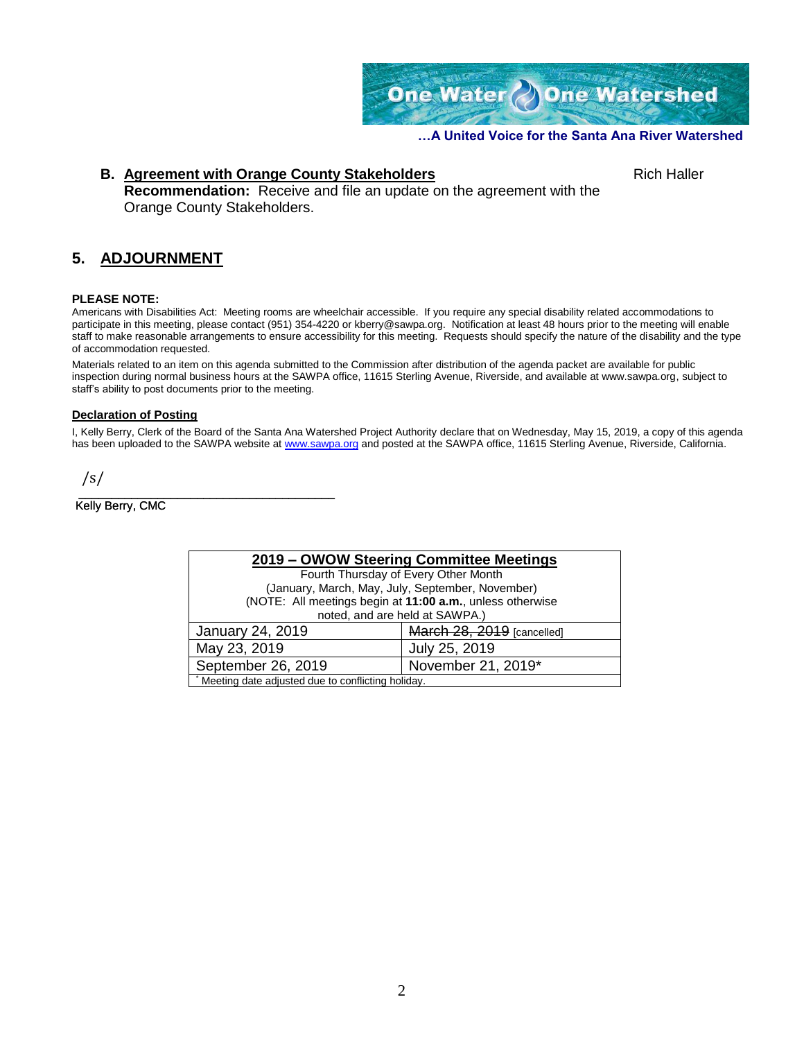**…A United Voice for the Santa Ana River Watershed**

**B. Agreement with Orange County Stakeholders** Rich Haller

**Recommendation:** Receive and file an update on the agreement with the Orange County Stakeholders.

## 5. ADJOURNMENT

**PLEASE NOTE:**

Americans with Disabilities Act: Meeting rooms are wheelchair accessible. If you require any special disability related accommodations to participate in this meeting, please contact (951) 354-4220 or kberry@sawpa.org. Notification at least 48 hours prior to the meeting will enable staff to make reasonable arrangements to ensure accessibility for this meeting. Requests should specify the nature of the disability and the type of accommodation requested.

Materials related to an item on this agenda submitted to the Commission after distribution of the agenda packet are available for public inspection during normal business hours at the SAWPA office, 11615 Sterling Avenue, Riverside, and available at www.sawpa.org, subject to staff's ability to post documents prior to the meeting.

**Declaration of Posting**

I, Kelly Berry, Clerk of the Board of the Santa Ana Watershed Project Authority declare that on Wednesday, May 15, 2019, a copy of this agenda has been uploaded to the SAWPA website at www.sawpa.org and posted at the SAWPA office, 11615 Sterling Avenue, Riverside, California.

/s/

Kelly Berry, CMC

| **2019 – OWOW Steering Committee Meetings**<br>Fourth Thursday of Every Other Month<br>(January, March, May, July, September, November)<br>(NOTE: All meetings begin at **11:00 a.m.**, unless otherwise noted, and are held at SAWPA.) | |
|---|---|
| January 24, 2019 | ~~March 28, 2019~~ [cancelled] |
| May 23, 2019 | July 25, 2019 |
| September 26, 2019 | November 21, 2019* |

* Meeting date adjusted due to conflicting holiday.